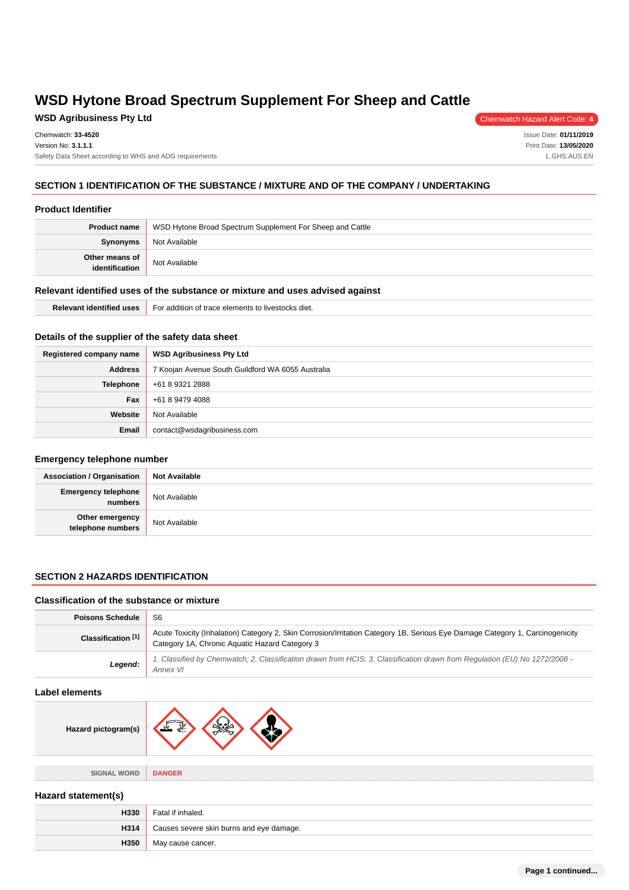# WSD Hytone Broad Spectrum Supplement For Sheep and Cattle

**WSD Agribusiness Pty Ltd**

Chemwatch Hazard Alert Code: **4**

Chemwatch: **33-4520**
Version No: **3.1.1.1**
Safety Data Sheet according to WHS and ADG requirements

Issue Date: **01/11/2019**
Print Date: **13/05/2020**
L.GHS.AUS.EN

## SECTION 1 IDENTIFICATION OF THE SUBSTANCE / MIXTURE AND OF THE COMPANY / UNDERTAKING

### Product Identifier

| | |
|---|---|
| **Product name** | WSD Hytone Broad Spectrum Supplement For Sheep and Cattle |
| **Synonyms** | Not Available |
| **Other means of identification** | Not Available |

### Relevant identified uses of the substance or mixture and uses advised against

| | |
|---|---|
| **Relevant identified uses** | For addition of trace elements to livestocks diet. |

### Details of the supplier of the safety data sheet

| | |
|---|---|
| **Registered company name** | **WSD Agribusiness Pty Ltd** |
| **Address** | 7 Koojan Avenue South Guildford WA 6055 Australia |
| **Telephone** | +61 8 9321 2888 |
| **Fax** | +61 8 9479 4088 |
| **Website** | Not Available |
| **Email** | contact@wsdagribusiness.com |

### Emergency telephone number

| | |
|---|---|
| **Association / Organisation** | **Not Available** |
| **Emergency telephone numbers** | Not Available |
| **Other emergency telephone numbers** | Not Available |

## SECTION 2 HAZARDS IDENTIFICATION

### Classification of the substance or mixture

| | |
|---|---|
| **Poisons Schedule** | S6 |
| **Classification [1]** | Acute Toxicity (Inhalation) Category 2, Skin Corrosion/Irritation Category 1B, Serious Eye Damage Category 1, Carcinogenicity Category 1A, Chronic Aquatic Hazard Category 3 |
| ***Legend:*** | *1. Classified by Chemwatch; 2. Classification drawn from HCIS; 3. Classification drawn from Regulation (EU) No 1272/2008 - Annex VI* |

### Label elements

| | |
|---|---|
| **Hazard pictogram(s)** | |
| SIGNAL WORD | **DANGER** |

### Hazard statement(s)

| | |
|---|---|
| **H330** | Fatal if inhaled. |
| **H314** | Causes severe skin burns and eye damage. |
| **H350** | May cause cancer. |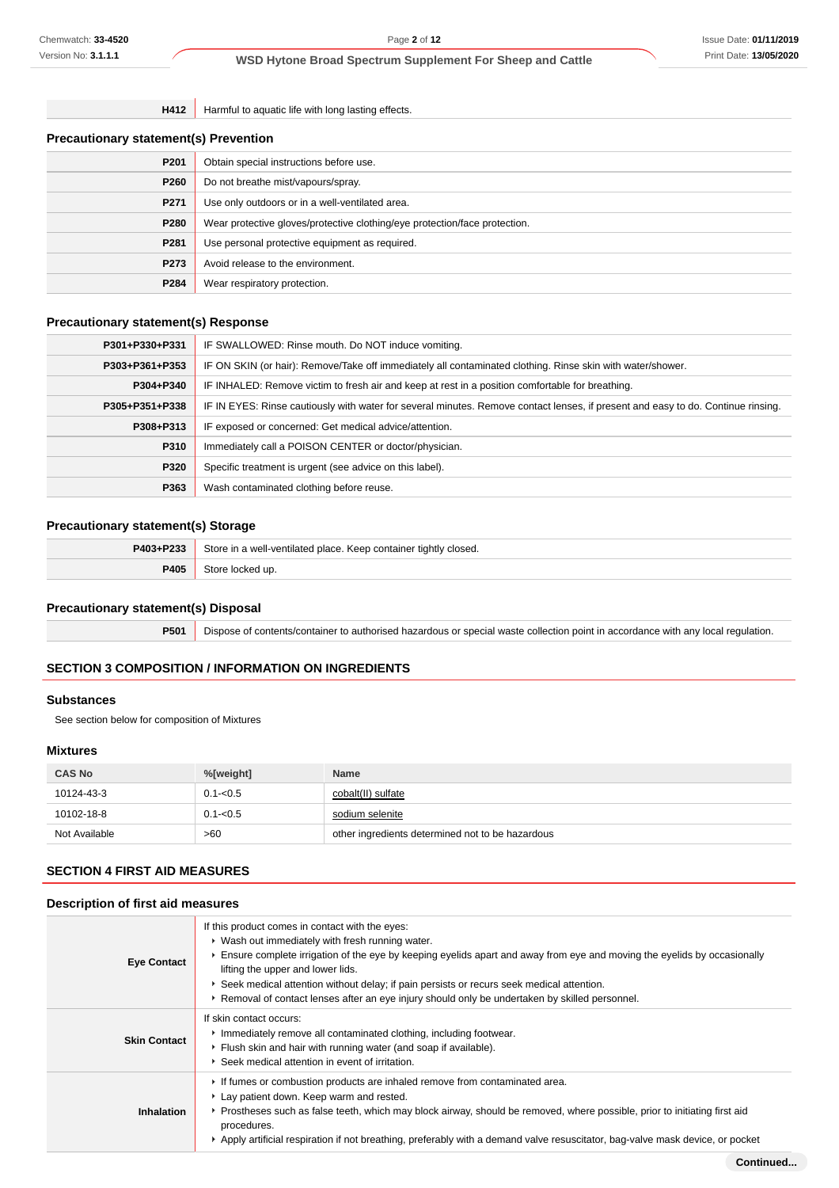| | |
|---|---|
| **H412** | Harmful to aquatic life with long lasting effects. |

### Precautionary statement(s) Prevention

| | |
|---|---|
| **P201** | Obtain special instructions before use. |
| **P260** | Do not breathe mist/vapours/spray. |
| **P271** | Use only outdoors or in a well-ventilated area. |
| **P280** | Wear protective gloves/protective clothing/eye protection/face protection. |
| **P281** | Use personal protective equipment as required. |
| **P273** | Avoid release to the environment. |
| **P284** | Wear respiratory protection. |

### Precautionary statement(s) Response

| | |
|---|---|
| **P301+P330+P331** | IF SWALLOWED: Rinse mouth. Do NOT induce vomiting. |
| **P303+P361+P353** | IF ON SKIN (or hair): Remove/Take off immediately all contaminated clothing. Rinse skin with water/shower. |
| **P304+P340** | IF INHALED: Remove victim to fresh air and keep at rest in a position comfortable for breathing. |
| **P305+P351+P338** | IF IN EYES: Rinse cautiously with water for several minutes. Remove contact lenses, if present and easy to do. Continue rinsing. |
| **P308+P313** | IF exposed or concerned: Get medical advice/attention. |
| **P310** | Immediately call a POISON CENTER or doctor/physician. |
| **P320** | Specific treatment is urgent (see advice on this label). |
| **P363** | Wash contaminated clothing before reuse. |

### Precautionary statement(s) Storage

| | |
|---|---|
| **P403+P233** | Store in a well-ventilated place. Keep container tightly closed. |
| **P405** | Store locked up. |

### Precautionary statement(s) Disposal

| | |
|---|---|
| **P501** | Dispose of contents/container to authorised hazardous or special waste collection point in accordance with any local regulation. |

## SECTION 3 COMPOSITION / INFORMATION ON INGREDIENTS

### Substances

See section below for composition of Mixtures

### Mixtures

| CAS No | %[weight] | Name |
|---|---|---|
| 10124-43-3 | 0.1-<0.5 | cobalt(II) sulfate |
| 10102-18-8 | 0.1-<0.5 | sodium selenite |
| Not Available | >60 | other ingredients determined not to be hazardous |

## SECTION 4 FIRST AID MEASURES

### Description of first aid measures

| | |
|---|---|
| **Eye Contact** | If this product comes in contact with the eyes:<br>• Wash out immediately with fresh running water.<br>• Ensure complete irrigation of the eye by keeping eyelids apart and away from eye and moving the eyelids by occasionally lifting the upper and lower lids.<br>• Seek medical attention without delay; if pain persists or recurs seek medical attention.<br>• Removal of contact lenses after an eye injury should only be undertaken by skilled personnel. |
| **Skin Contact** | If skin contact occurs:<br>• Immediately remove all contaminated clothing, including footwear.<br>• Flush skin and hair with running water (and soap if available).<br>• Seek medical attention in event of irritation. |
| **Inhalation** | • If fumes or combustion products are inhaled remove from contaminated area.<br>• Lay patient down. Keep warm and rested.<br>• Prostheses such as false teeth, which may block airway, should be removed, where possible, prior to initiating first aid procedures.<br>• Apply artificial respiration if not breathing, preferably with a demand valve resuscitator, bag-valve mask device, or pocket |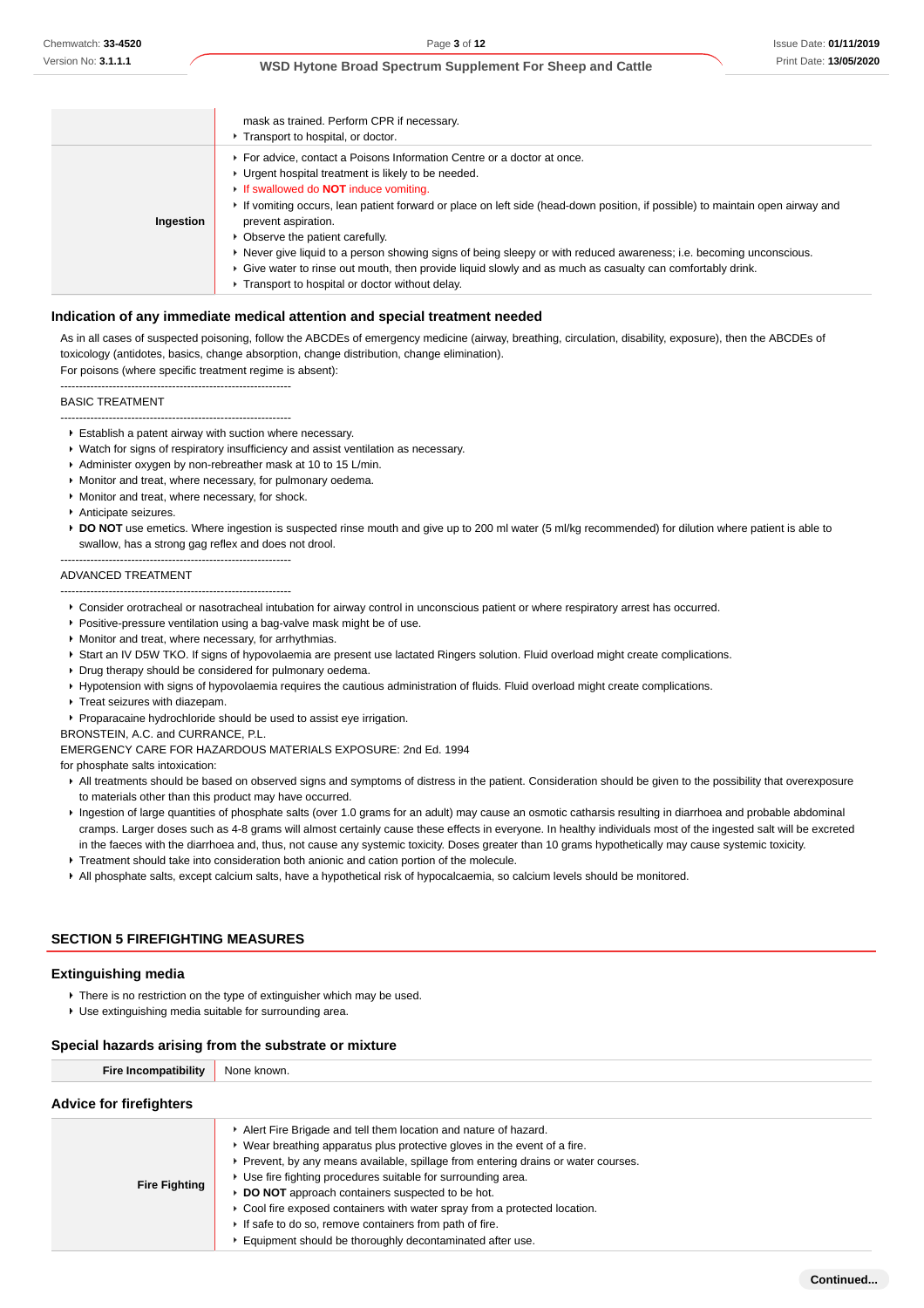| | |
|---|---|
| | mask as trained. Perform CPR if necessary.<br>▸ Transport to hospital, or doctor. |
| **Ingestion** | ▸ For advice, contact a Poisons Information Centre or a doctor at once.<br>▸ Urgent hospital treatment is likely to be needed.<br>▸ If swallowed do **NOT** induce vomiting.<br>▸ If vomiting occurs, lean patient forward or place on left side (head-down position, if possible) to maintain open airway and prevent aspiration.<br>▸ Observe the patient carefully.<br>▸ Never give liquid to a person showing signs of being sleepy or with reduced awareness; i.e. becoming unconscious.<br>▸ Give water to rinse out mouth, then provide liquid slowly and as much as casualty can comfortably drink.<br>▸ Transport to hospital or doctor without delay. |

### Indication of any immediate medical attention and special treatment needed

As in all cases of suspected poisoning, follow the ABCDEs of emergency medicine (airway, breathing, circulation, disability, exposure), then the ABCDEs of toxicology (antidotes, basics, change absorption, change distribution, change elimination).
For poisons (where specific treatment regime is absent):

--------------------------------------------------------------

BASIC TREATMENT

--------------------------------------------------------------

- Establish a patent airway with suction where necessary.
- Watch for signs of respiratory insufficiency and assist ventilation as necessary.
- Administer oxygen by non-rebreather mask at 10 to 15 L/min.
- Monitor and treat, where necessary, for pulmonary oedema.
- Monitor and treat, where necessary, for shock.
- Anticipate seizures.
- **DO NOT** use emetics. Where ingestion is suspected rinse mouth and give up to 200 ml water (5 ml/kg recommended) for dilution where patient is able to swallow, has a strong gag reflex and does not drool.

--------------------------------------------------------------

ADVANCED TREATMENT

--------------------------------------------------------------

- Consider orotracheal or nasotracheal intubation for airway control in unconscious patient or where respiratory arrest has occurred.
- Positive-pressure ventilation using a bag-valve mask might be of use.
- Monitor and treat, where necessary, for arrhythmias.
- Start an IV D5W TKO. If signs of hypovolaemia are present use lactated Ringers solution. Fluid overload might create complications.
- Drug therapy should be considered for pulmonary oedema.
- Hypotension with signs of hypovolaemia requires the cautious administration of fluids. Fluid overload might create complications.
- Treat seizures with diazepam.
- Proparacaine hydrochloride should be used to assist eye irrigation.

BRONSTEIN, A.C. and CURRANCE, P.L.
EMERGENCY CARE FOR HAZARDOUS MATERIALS EXPOSURE: 2nd Ed. 1994
for phosphate salts intoxication:

- All treatments should be based on observed signs and symptoms of distress in the patient. Consideration should be given to the possibility that overexposure to materials other than this product may have occurred.
- Ingestion of large quantities of phosphate salts (over 1.0 grams for an adult) may cause an osmotic catharsis resulting in diarrhoea and probable abdominal cramps. Larger doses such as 4-8 grams will almost certainly cause these effects in everyone. In healthy individuals most of the ingested salt will be excreted in the faeces with the diarrhoea and, thus, not cause any systemic toxicity. Doses greater than 10 grams hypothetically may cause systemic toxicity.
- Treatment should take into consideration both anionic and cation portion of the molecule.
- All phosphate salts, except calcium salts, have a hypothetical risk of hypocalcaemia, so calcium levels should be monitored.

## SECTION 5 FIREFIGHTING MEASURES

### Extinguishing media

- There is no restriction on the type of extinguisher which may be used.
- Use extinguishing media suitable for surrounding area.

### Special hazards arising from the substrate or mixture

| | |
|---|---|
| **Fire Incompatibility** | None known. |

### Advice for firefighters

| | |
|---|---|
| **Fire Fighting** | ▸ Alert Fire Brigade and tell them location and nature of hazard.<br>▸ Wear breathing apparatus plus protective gloves in the event of a fire.<br>▸ Prevent, by any means available, spillage from entering drains or water courses.<br>▸ Use fire fighting procedures suitable for surrounding area.<br>▸ **DO NOT** approach containers suspected to be hot.<br>▸ Cool fire exposed containers with water spray from a protected location.<br>▸ If safe to do so, remove containers from path of fire.<br>▸ Equipment should be thoroughly decontaminated after use. |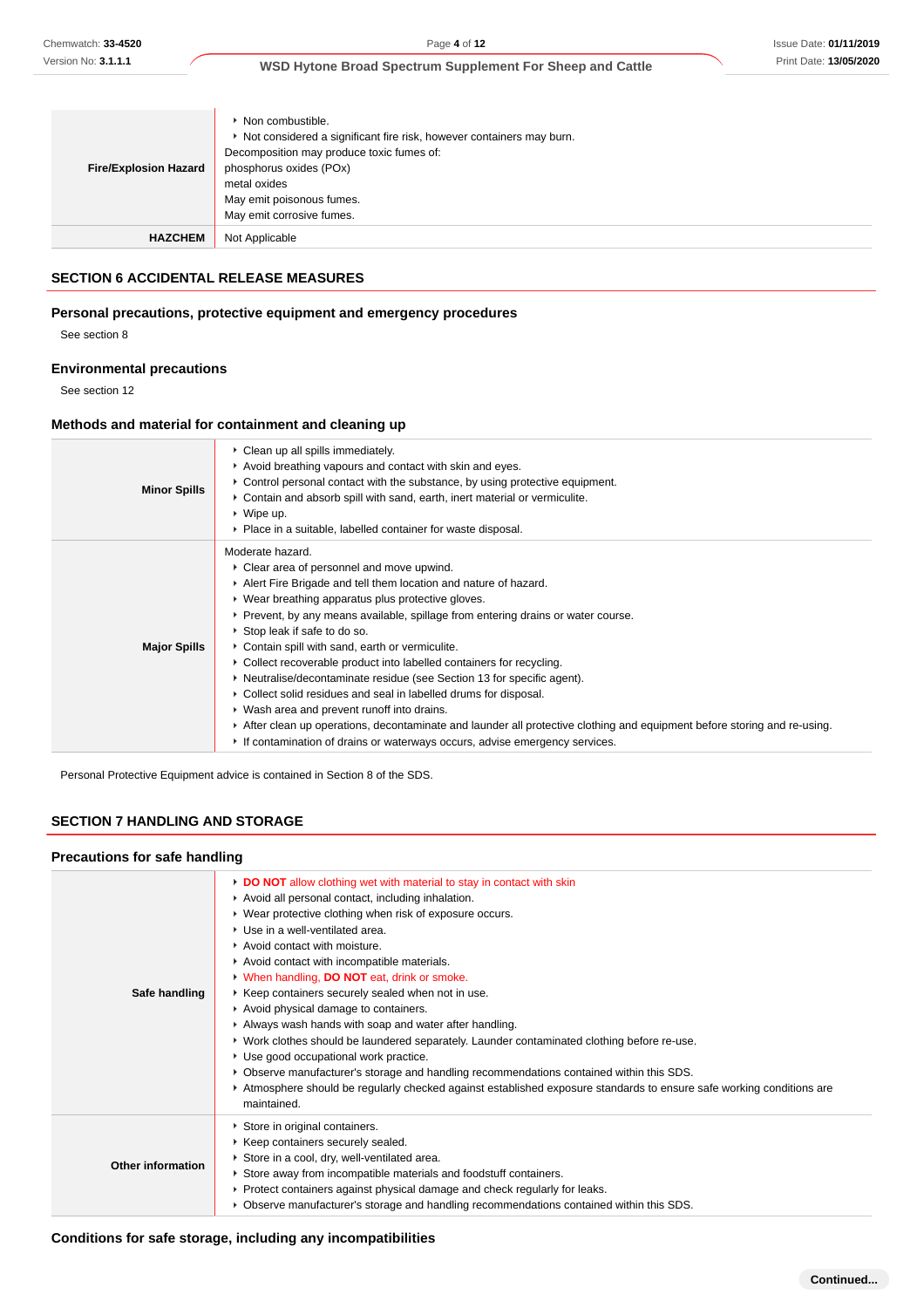| | |
|---|---|
| **Fire/Explosion Hazard** | ‣ Non combustible.<br>‣ Not considered a significant fire risk, however containers may burn.<br>Decomposition may produce toxic fumes of:<br>phosphorus oxides (POx)<br>metal oxides<br>May emit poisonous fumes.<br>May emit corrosive fumes. |
| **HAZCHEM** | Not Applicable |

## SECTION 6 ACCIDENTAL RELEASE MEASURES

### Personal precautions, protective equipment and emergency procedures

See section 8

### Environmental precautions

See section 12

### Methods and material for containment and cleaning up

| | |
|---|---|
| **Minor Spills** | ‣ Clean up all spills immediately.<br>‣ Avoid breathing vapours and contact with skin and eyes.<br>‣ Control personal contact with the substance, by using protective equipment.<br>‣ Contain and absorb spill with sand, earth, inert material or vermiculite.<br>‣ Wipe up.<br>‣ Place in a suitable, labelled container for waste disposal. |
| **Major Spills** | Moderate hazard.<br>‣ Clear area of personnel and move upwind.<br>‣ Alert Fire Brigade and tell them location and nature of hazard.<br>‣ Wear breathing apparatus plus protective gloves.<br>‣ Prevent, by any means available, spillage from entering drains or water course.<br>‣ Stop leak if safe to do so.<br>‣ Contain spill with sand, earth or vermiculite.<br>‣ Collect recoverable product into labelled containers for recycling.<br>‣ Neutralise/decontaminate residue (see Section 13 for specific agent).<br>‣ Collect solid residues and seal in labelled drums for disposal.<br>‣ Wash area and prevent runoff into drains.<br>‣ After clean up operations, decontaminate and launder all protective clothing and equipment before storing and re-using.<br>‣ If contamination of drains or waterways occurs, advise emergency services. |

Personal Protective Equipment advice is contained in Section 8 of the SDS.

## SECTION 7 HANDLING AND STORAGE

### Precautions for safe handling

| | |
|---|---|
| **Safe handling** | ‣ **DO NOT** allow clothing wet with material to stay in contact with skin<br>‣ Avoid all personal contact, including inhalation.<br>‣ Wear protective clothing when risk of exposure occurs.<br>‣ Use in a well-ventilated area.<br>‣ Avoid contact with moisture.<br>‣ Avoid contact with incompatible materials.<br>‣ When handling, **DO NOT** eat, drink or smoke.<br>‣ Keep containers securely sealed when not in use.<br>‣ Avoid physical damage to containers.<br>‣ Always wash hands with soap and water after handling.<br>‣ Work clothes should be laundered separately. Launder contaminated clothing before re-use.<br>‣ Use good occupational work practice.<br>‣ Observe manufacturer's storage and handling recommendations contained within this SDS.<br>‣ Atmosphere should be regularly checked against established exposure standards to ensure safe working conditions are maintained. |
| **Other information** | ‣ Store in original containers.<br>‣ Keep containers securely sealed.<br>‣ Store in a cool, dry, well-ventilated area.<br>‣ Store away from incompatible materials and foodstuff containers.<br>‣ Protect containers against physical damage and check regularly for leaks.<br>‣ Observe manufacturer's storage and handling recommendations contained within this SDS. |

### Conditions for safe storage, including any incompatibilities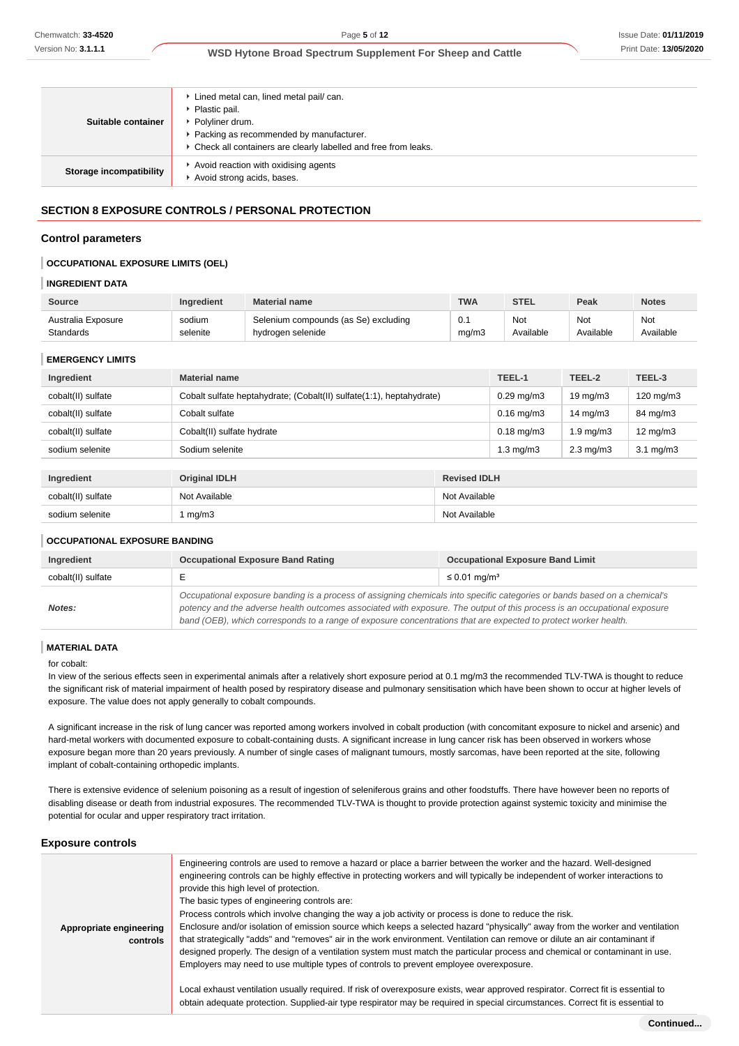| | |
|---|---|
| **Suitable container** | ▸ Lined metal can, lined metal pail/ can.<br>▸ Plastic pail.<br>▸ Polyliner drum.<br>▸ Packing as recommended by manufacturer.<br>▸ Check all containers are clearly labelled and free from leaks. |
| **Storage incompatibility** | ▸ Avoid reaction with oxidising agents<br>▸ Avoid strong acids, bases. |

## SECTION 8 EXPOSURE CONTROLS / PERSONAL PROTECTION

### Control parameters

#### OCCUPATIONAL EXPOSURE LIMITS (OEL)

#### INGREDIENT DATA

| Source | Ingredient | Material name | TWA | STEL | Peak | Notes |
|---|---|---|---|---|---|---|
| Australia Exposure Standards | sodium selenite | Selenium compounds (as Se) excluding hydrogen selenide | 0.1 mg/m3 | Not Available | Not Available | Not Available |

#### EMERGENCY LIMITS

| Ingredient | Material name | TEEL-1 | TEEL-2 | TEEL-3 |
|---|---|---|---|---|
| cobalt(II) sulfate | Cobalt sulfate heptahydrate; (Cobalt(II) sulfate(1:1), heptahydrate) | 0.29 mg/m3 | 19 mg/m3 | 120 mg/m3 |
| cobalt(II) sulfate | Cobalt sulfate | 0.16 mg/m3 | 14 mg/m3 | 84 mg/m3 |
| cobalt(II) sulfate | Cobalt(II) sulfate hydrate | 0.18 mg/m3 | 1.9 mg/m3 | 12 mg/m3 |
| sodium selenite | Sodium selenite | 1.3 mg/m3 | 2.3 mg/m3 | 3.1 mg/m3 |

| Ingredient | Original IDLH | Revised IDLH |
|---|---|---|
| cobalt(II) sulfate | Not Available | Not Available |
| sodium selenite | 1 mg/m3 | Not Available |

#### OCCUPATIONAL EXPOSURE BANDING

| Ingredient | Occupational Exposure Band Rating | Occupational Exposure Band Limit |
|---|---|---|
| cobalt(II) sulfate | E | ≤ 0.01 mg/m³ |
| ***Notes:*** | *Occupational exposure banding is a process of assigning chemicals into specific categories or bands based on a chemical's potency and the adverse health outcomes associated with exposure. The output of this process is an occupational exposure band (OEB), which corresponds to a range of exposure concentrations that are expected to protect worker health.* | |

#### MATERIAL DATA

for cobalt:
In view of the serious effects seen in experimental animals after a relatively short exposure period at 0.1 mg/m3 the recommended TLV-TWA is thought to reduce the significant risk of material impairment of health posed by respiratory disease and pulmonary sensitisation which have been shown to occur at higher levels of exposure. The value does not apply generally to cobalt compounds.

A significant increase in the risk of lung cancer was reported among workers involved in cobalt production (with concomitant exposure to nickel and arsenic) and hard-metal workers with documented exposure to cobalt-containing dusts. A significant increase in lung cancer risk has been observed in workers whose exposure began more than 20 years previously. A number of single cases of malignant tumours, mostly sarcomas, have been reported at the site, following implant of cobalt-containing orthopedic implants.

There is extensive evidence of selenium poisoning as a result of ingestion of seleniferous grains and other foodstuffs. There have however been no reports of disabling disease or death from industrial exposures. The recommended TLV-TWA is thought to provide protection against systemic toxicity and minimise the potential for ocular and upper respiratory tract irritation.

### Exposure controls

| | |
|---|---|
| **Appropriate engineering controls** | Engineering controls are used to remove a hazard or place a barrier between the worker and the hazard. Well-designed engineering controls can be highly effective in protecting workers and will typically be independent of worker interactions to provide this high level of protection.<br>The basic types of engineering controls are:<br>Process controls which involve changing the way a job activity or process is done to reduce the risk.<br>Enclosure and/or isolation of emission source which keeps a selected hazard "physically" away from the worker and ventilation that strategically "adds" and "removes" air in the work environment. Ventilation can remove or dilute an air contaminant if designed properly. The design of a ventilation system must match the particular process and chemical or contaminant in use.<br>Employers may need to use multiple types of controls to prevent employee overexposure.<br><br>Local exhaust ventilation usually required. If risk of overexposure exists, wear approved respirator. Correct fit is essential to obtain adequate protection. Supplied-air type respirator may be required in special circumstances. Correct fit is essential to |

**Continued...**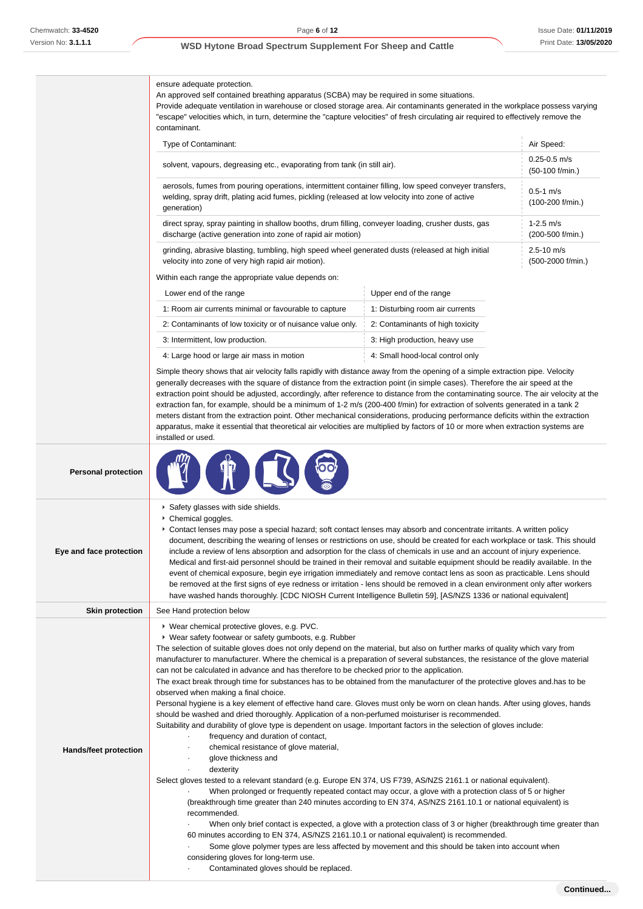ensure adequate protection.
An approved self contained breathing apparatus (SCBA) may be required in some situations.
Provide adequate ventilation in warehouse or closed storage area. Air contaminants generated in the workplace possess varying "escape" velocities which, in turn, determine the "capture velocities" of fresh circulating air required to effectively remove the contaminant.

| Type of Contaminant: | Air Speed: |
|---|---|
| solvent, vapours, degreasing etc., evaporating from tank (in still air). | 0.25-0.5 m/s (50-100 f/min.) |
| aerosols, fumes from pouring operations, intermittent container filling, low speed conveyer transfers, welding, spray drift, plating acid fumes, pickling (released at low velocity into zone of active generation) | 0.5-1 m/s (100-200 f/min.) |
| direct spray, spray painting in shallow booths, drum filling, conveyer loading, crusher dusts, gas discharge (active generation into zone of rapid air motion) | 1-2.5 m/s (200-500 f/min.) |
| grinding, abrasive blasting, tumbling, high speed wheel generated dusts (released at high initial velocity into zone of very high rapid air motion). | 2.5-10 m/s (500-2000 f/min.) |

Within each range the appropriate value depends on:

| Lower end of the range | Upper end of the range |
|---|---|
| 1: Room air currents minimal or favourable to capture | 1: Disturbing room air currents |
| 2: Contaminants of low toxicity or of nuisance value only. | 2: Contaminants of high toxicity |
| 3: Intermittent, low production. | 3: High production, heavy use |
| 4: Large hood or large air mass in motion | 4: Small hood-local control only |

Simple theory shows that air velocity falls rapidly with distance away from the opening of a simple extraction pipe. Velocity generally decreases with the square of distance from the extraction point (in simple cases). Therefore the air speed at the extraction point should be adjusted, accordingly, after reference to distance from the contaminating source. The air velocity at the extraction fan, for example, should be a minimum of 1-2 m/s (200-400 f/min) for extraction of solvents generated in a tank 2 meters distant from the extraction point. Other mechanical considerations, producing performance deficits within the extraction apparatus, make it essential that theoretical air velocities are multiplied by factors of 10 or more when extraction systems are installed or used.

**Personal protection**

**Eye and face protection**

- Safety glasses with side shields.
- Chemical goggles.
- Contact lenses may pose a special hazard; soft contact lenses may absorb and concentrate irritants. A written policy document, describing the wearing of lenses or restrictions on use, should be created for each workplace or task. This should include a review of lens absorption and adsorption for the class of chemicals in use and an account of injury experience. Medical and first-aid personnel should be trained in their removal and suitable equipment should be readily available. In the event of chemical exposure, begin eye irrigation immediately and remove contact lens as soon as practicable. Lens should be removed at the first signs of eye redness or irritation - lens should be removed in a clean environment only after workers have washed hands thoroughly. [CDC NIOSH Current Intelligence Bulletin 59], [AS/NZS 1336 or national equivalent]

**Skin protection**

See Hand protection below

**Hands/feet protection**

- Wear chemical protective gloves, e.g. PVC.
- Wear safety footwear or safety gumboots, e.g. Rubber

The selection of suitable gloves does not only depend on the material, but also on further marks of quality which vary from manufacturer to manufacturer. Where the chemical is a preparation of several substances, the resistance of the glove material can not be calculated in advance and has therefore to be checked prior to the application.
The exact break through time for substances has to be obtained from the manufacturer of the protective gloves and.has to be observed when making a final choice.
Personal hygiene is a key element of effective hand care. Gloves must only be worn on clean hands. After using gloves, hands should be washed and dried thoroughly. Application of a non-perfumed moisturiser is recommended.
Suitability and durability of glove type is dependent on usage. Important factors in the selection of gloves include:

- frequency and duration of contact,
- chemical resistance of glove material,
- glove thickness and
- dexterity

Select gloves tested to a relevant standard (e.g. Europe EN 374, US F739, AS/NZS 2161.1 or national equivalent).

- When prolonged or frequently repeated contact may occur, a glove with a protection class of 5 or higher (breakthrough time greater than 240 minutes according to EN 374, AS/NZS 2161.10.1 or national equivalent) is recommended.
- When only brief contact is expected, a glove with a protection class of 3 or higher (breakthrough time greater than 60 minutes according to EN 374, AS/NZS 2161.10.1 or national equivalent) is recommended.
- Some glove polymer types are less affected by movement and this should be taken into account when considering gloves for long-term use.
- Contaminated gloves should be replaced.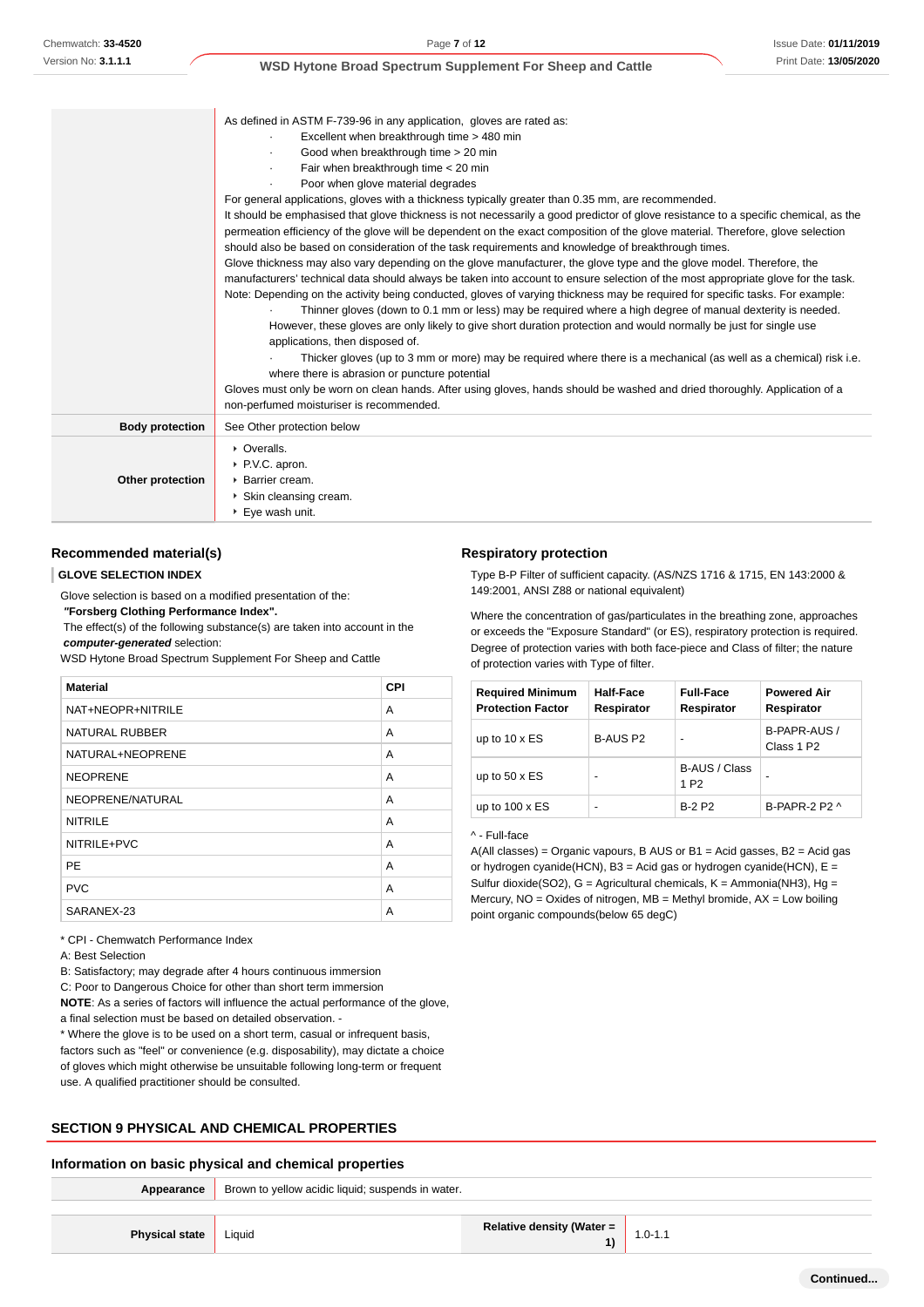| | |
|---|---|
| | As defined in ASTM F-739-96 in any application, gloves are rated as:<br>· Excellent when breakthrough time > 480 min<br>· Good when breakthrough time > 20 min<br>· Fair when breakthrough time < 20 min<br>· Poor when glove material degrades<br>For general applications, gloves with a thickness typically greater than 0.35 mm, are recommended.<br>It should be emphasised that glove thickness is not necessarily a good predictor of glove resistance to a specific chemical, as the permeation efficiency of the glove will be dependent on the exact composition of the glove material. Therefore, glove selection should also be based on consideration of the task requirements and knowledge of breakthrough times.<br>Glove thickness may also vary depending on the glove manufacturer, the glove type and the glove model. Therefore, the manufacturers' technical data should always be taken into account to ensure selection of the most appropriate glove for the task.<br>Note: Depending on the activity being conducted, gloves of varying thickness may be required for specific tasks. For example:<br>· Thinner gloves (down to 0.1 mm or less) may be required where a high degree of manual dexterity is needed. However, these gloves are only likely to give short duration protection and would normally be just for single use applications, then disposed of.<br>· Thicker gloves (up to 3 mm or more) may be required where there is a mechanical (as well as a chemical) risk i.e. where there is abrasion or puncture potential<br>Gloves must only be worn on clean hands. After using gloves, hands should be washed and dried thoroughly. Application of a non-perfumed moisturiser is recommended. |
| **Body protection** | See Other protection below |
| **Other protection** | ‣ Overalls.<br>‣ P.V.C. apron.<br>‣ Barrier cream.<br>‣ Skin cleansing cream.<br>‣ Eye wash unit. |

### Recommended material(s)

**GLOVE SELECTION INDEX**

Glove selection is based on a modified presentation of the:
***"Forsberg Clothing Performance Index".***
The effect(s) of the following substance(s) are taken into account in the ***computer-generated*** selection:
WSD Hytone Broad Spectrum Supplement For Sheep and Cattle

| Material | CPI |
|---|---|
| NAT+NEOPR+NITRILE | A |
| NATURAL RUBBER | A |
| NATURAL+NEOPRENE | A |
| NEOPRENE | A |
| NEOPRENE/NATURAL | A |
| NITRILE | A |
| NITRILE+PVC | A |
| PE | A |
| PVC | A |
| SARANEX-23 | A |

* CPI - Chemwatch Performance Index
A: Best Selection
B: Satisfactory; may degrade after 4 hours continuous immersion
C: Poor to Dangerous Choice for other than short term immersion
**NOTE**: As a series of factors will influence the actual performance of the glove, a final selection must be based on detailed observation. -
* Where the glove is to be used on a short term, casual or infrequent basis, factors such as "feel" or convenience (e.g. disposability), may dictate a choice of gloves which might otherwise be unsuitable following long-term or frequent use. A qualified practitioner should be consulted.

### Respiratory protection

Type B-P Filter of sufficient capacity. (AS/NZS 1716 & 1715, EN 143:2000 & 149:2001, ANSI Z88 or national equivalent)

Where the concentration of gas/particulates in the breathing zone, approaches or exceeds the "Exposure Standard" (or ES), respiratory protection is required. Degree of protection varies with both face-piece and Class of filter; the nature of protection varies with Type of filter.

| Required Minimum Protection Factor | Half-Face Respirator | Full-Face Respirator | Powered Air Respirator |
|---|---|---|---|
| up to 10 x ES | B-AUS P2 | - | B-PAPR-AUS / Class 1 P2 |
| up to 50 x ES | - | B-AUS / Class 1 P2 | - |
| up to 100 x ES | - | B-2 P2 | B-PAPR-2 P2 ^ |

^ - Full-face
A(All classes) = Organic vapours, B AUS or B1 = Acid gasses, B2 = Acid gas or hydrogen cyanide(HCN), B3 = Acid gas or hydrogen cyanide(HCN), E = Sulfur dioxide(SO2), G = Agricultural chemicals, K = Ammonia(NH3), Hg = Mercury, NO = Oxides of nitrogen, MB = Methyl bromide, AX = Low boiling point organic compounds(below 65 degC)

## SECTION 9 PHYSICAL AND CHEMICAL PROPERTIES

### Information on basic physical and chemical properties

| | | | |
|---|---|---|---|
| **Appearance** | Brown to yellow acidic liquid; suspends in water. | | |
| **Physical state** | Liquid | **Relative density (Water = 1)** | 1.0-1.1 |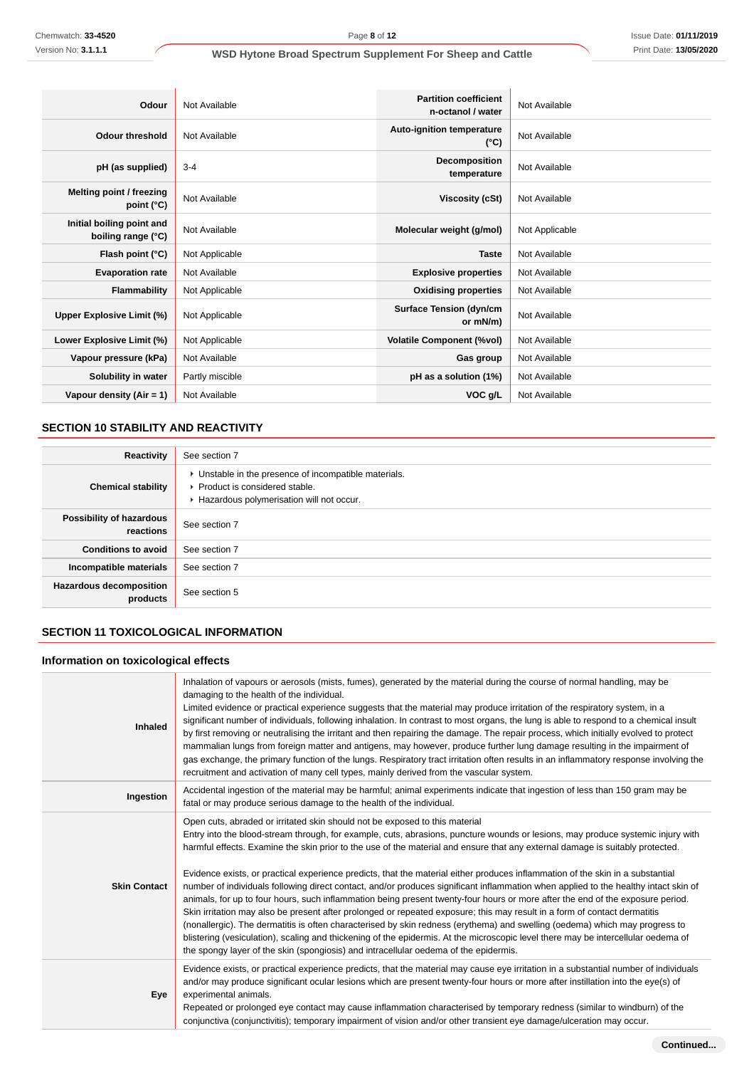| | | | |
|---|---|---|---|
| **Odour** | Not Available | **Partition coefficient n-octanol / water** | Not Available |
| **Odour threshold** | Not Available | **Auto-ignition temperature (°C)** | Not Available |
| **pH (as supplied)** | 3-4 | **Decomposition temperature** | Not Available |
| **Melting point / freezing point (°C)** | Not Available | **Viscosity (cSt)** | Not Available |
| **Initial boiling point and boiling range (°C)** | Not Available | **Molecular weight (g/mol)** | Not Applicable |
| **Flash point (°C)** | Not Applicable | **Taste** | Not Available |
| **Evaporation rate** | Not Available | **Explosive properties** | Not Available |
| **Flammability** | Not Applicable | **Oxidising properties** | Not Available |
| **Upper Explosive Limit (%)** | Not Applicable | **Surface Tension (dyn/cm or mN/m)** | Not Available |
| **Lower Explosive Limit (%)** | Not Applicable | **Volatile Component (%vol)** | Not Available |
| **Vapour pressure (kPa)** | Not Available | **Gas group** | Not Available |
| **Solubility in water** | Partly miscible | **pH as a solution (1%)** | Not Available |
| **Vapour density (Air = 1)** | Not Available | **VOC g/L** | Not Available |

## SECTION 10 STABILITY AND REACTIVITY

| | |
|---|---|
| **Reactivity** | See section 7 |
| **Chemical stability** | ▸ Unstable in the presence of incompatible materials.<br>▸ Product is considered stable.<br>▸ Hazardous polymerisation will not occur. |
| **Possibility of hazardous reactions** | See section 7 |
| **Conditions to avoid** | See section 7 |
| **Incompatible materials** | See section 7 |
| **Hazardous decomposition products** | See section 5 |

## SECTION 11 TOXICOLOGICAL INFORMATION

### Information on toxicological effects

| | |
|---|---|
| **Inhaled** | Inhalation of vapours or aerosols (mists, fumes), generated by the material during the course of normal handling, may be damaging to the health of the individual.<br>Limited evidence or practical experience suggests that the material may produce irritation of the respiratory system, in a significant number of individuals, following inhalation. In contrast to most organs, the lung is able to respond to a chemical insult by first removing or neutralising the irritant and then repairing the damage. The repair process, which initially evolved to protect mammalian lungs from foreign matter and antigens, may however, produce further lung damage resulting in the impairment of gas exchange, the primary function of the lungs. Respiratory tract irritation often results in an inflammatory response involving the recruitment and activation of many cell types, mainly derived from the vascular system. |
| **Ingestion** | Accidental ingestion of the material may be harmful; animal experiments indicate that ingestion of less than 150 gram may be fatal or may produce serious damage to the health of the individual. |
| **Skin Contact** | Open cuts, abraded or irritated skin should not be exposed to this material<br>Entry into the blood-stream through, for example, cuts, abrasions, puncture wounds or lesions, may produce systemic injury with harmful effects. Examine the skin prior to the use of the material and ensure that any external damage is suitably protected.<br><br>Evidence exists, or practical experience predicts, that the material either produces inflammation of the skin in a substantial number of individuals following direct contact, and/or produces significant inflammation when applied to the healthy intact skin of animals, for up to four hours, such inflammation being present twenty-four hours or more after the end of the exposure period. Skin irritation may also be present after prolonged or repeated exposure; this may result in a form of contact dermatitis (nonallergic). The dermatitis is often characterised by skin redness (erythema) and swelling (oedema) which may progress to blistering (vesiculation), scaling and thickening of the epidermis. At the microscopic level there may be intercellular oedema of the spongy layer of the skin (spongiosis) and intracellular oedema of the epidermis. |
| **Eye** | Evidence exists, or practical experience predicts, that the material may cause eye irritation in a substantial number of individuals and/or may produce significant ocular lesions which are present twenty-four hours or more after instillation into the eye(s) of experimental animals.<br>Repeated or prolonged eye contact may cause inflammation characterised by temporary redness (similar to windburn) of the conjunctiva (conjunctivitis); temporary impairment of vision and/or other transient eye damage/ulceration may occur. |

**Continued...**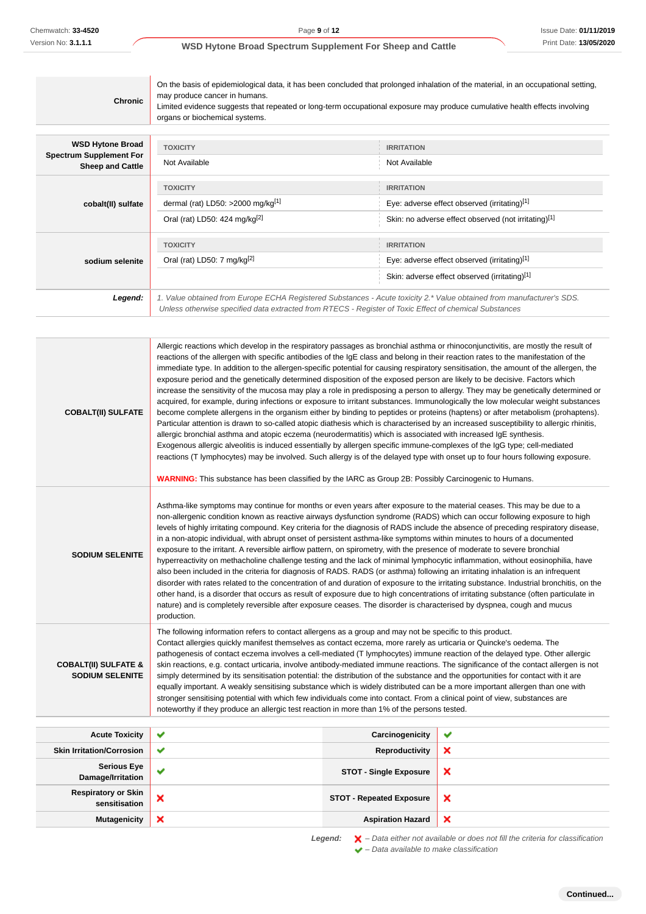| | |
|---|---|
| **Chronic** | On the basis of epidemiological data, it has been concluded that prolonged inhalation of the material, in an occupational setting, may produce cancer in humans.<br>Limited evidence suggests that repeated or long-term occupational exposure may produce cumulative health effects involving organs or biochemical systems. |

| | TOXICITY | IRRITATION |
|---|---|---|
| **WSD Hytone Broad Spectrum Supplement For Sheep and Cattle** | Not Available | Not Available |
| | **TOXICITY** | **IRRITATION** |
| **cobalt(II) sulfate** | dermal (rat) LD50: >2000 mg/kg[1] | Eye: adverse effect observed (irritating)[1] |
| | Oral (rat) LD50: 424 mg/kg[2] | Skin: no adverse effect observed (not irritating)[1] |
| | **TOXICITY** | **IRRITATION** |
| **sodium selenite** | Oral (rat) LD50: 7 mg/kg[2] | Eye: adverse effect observed (irritating)[1] |
| | | Skin: adverse effect observed (irritating)[1] |
| ***Legend:*** | *1. Value obtained from Europe ECHA Registered Substances - Acute toxicity 2.\* Value obtained from manufacturer's SDS. Unless otherwise specified data extracted from RTECS - Register of Toxic Effect of chemical Substances* | |

| | |
|---|---|
| **COBALT(II) SULFATE** | Allergic reactions which develop in the respiratory passages as bronchial asthma or rhinoconjunctivitis, are mostly the result of reactions of the allergen with specific antibodies of the IgE class and belong in their reaction rates to the manifestation of the immediate type. In addition to the allergen-specific potential for causing respiratory sensitisation, the amount of the allergen, the exposure period and the genetically determined disposition of the exposed person are likely to be decisive. Factors which increase the sensitivity of the mucosa may play a role in predisposing a person to allergy. They may be genetically determined or acquired, for example, during infections or exposure to irritant substances. Immunologically the low molecular weight substances become complete allergens in the organism either by binding to peptides or proteins (haptens) or after metabolism (prohaptens). Particular attention is drawn to so-called atopic diathesis which is characterised by an increased susceptibility to allergic rhinitis, allergic bronchial asthma and atopic eczema (neurodermatitis) which is associated with increased IgE synthesis.<br>Exogenous allergic alveolitis is induced essentially by allergen specific immune-complexes of the IgG type; cell-mediated reactions (T lymphocytes) may be involved. Such allergy is of the delayed type with onset up to four hours following exposure.<br><br>**WARNING:** This substance has been classified by the IARC as Group 2B: Possibly Carcinogenic to Humans. |
| **SODIUM SELENITE** | Asthma-like symptoms may continue for months or even years after exposure to the material ceases. This may be due to a non-allergenic condition known as reactive airways dysfunction syndrome (RADS) which can occur following exposure to high levels of highly irritating compound. Key criteria for the diagnosis of RADS include the absence of preceding respiratory disease, in a non-atopic individual, with abrupt onset of persistent asthma-like symptoms within minutes to hours of a documented exposure to the irritant. A reversible airflow pattern, on spirometry, with the presence of moderate to severe bronchial hyperreactivity on methacholine challenge testing and the lack of minimal lymphocytic inflammation, without eosinophilia, have also been included in the criteria for diagnosis of RADS. RADS (or asthma) following an irritating inhalation is an infrequent disorder with rates related to the concentration of and duration of exposure to the irritating substance. Industrial bronchitis, on the other hand, is a disorder that occurs as result of exposure due to high concentrations of irritating substance (often particulate in nature) and is completely reversible after exposure ceases. The disorder is characterised by dyspnea, cough and mucus production. |
| **COBALT(II) SULFATE & SODIUM SELENITE** | The following information refers to contact allergens as a group and may not be specific to this product.<br>Contact allergies quickly manifest themselves as contact eczema, more rarely as urticaria or Quincke's oedema. The pathogenesis of contact eczema involves a cell-mediated (T lymphocytes) immune reaction of the delayed type. Other allergic skin reactions, e.g. contact urticaria, involve antibody-mediated immune reactions. The significance of the contact allergen is not simply determined by its sensitisation potential: the distribution of the substance and the opportunities for contact with it are equally important. A weakly sensitising substance which is widely distributed can be a more important allergen than one with stronger sensitising potential with which few individuals come into contact. From a clinical point of view, substances are noteworthy if they produce an allergic test reaction in more than 1% of the persons tested. |

| | | | |
|---|---|---|---|
| **Acute Toxicity** | ✔ | **Carcinogenicity** | ✔ |
| **Skin Irritation/Corrosion** | ✔ | **Reproductivity** | ✘ |
| **Serious Eye Damage/Irritation** | ✔ | **STOT - Single Exposure** | ✘ |
| **Respiratory or Skin sensitisation** | ✘ | **STOT - Repeated Exposure** | ✘ |
| **Mutagenicity** | ✘ | **Aspiration Hazard** | ✘ |

***Legend:*** ✘ *– Data either not available or does not fill the criteria for classification*
✔ *– Data available to make classification*

**Continued...**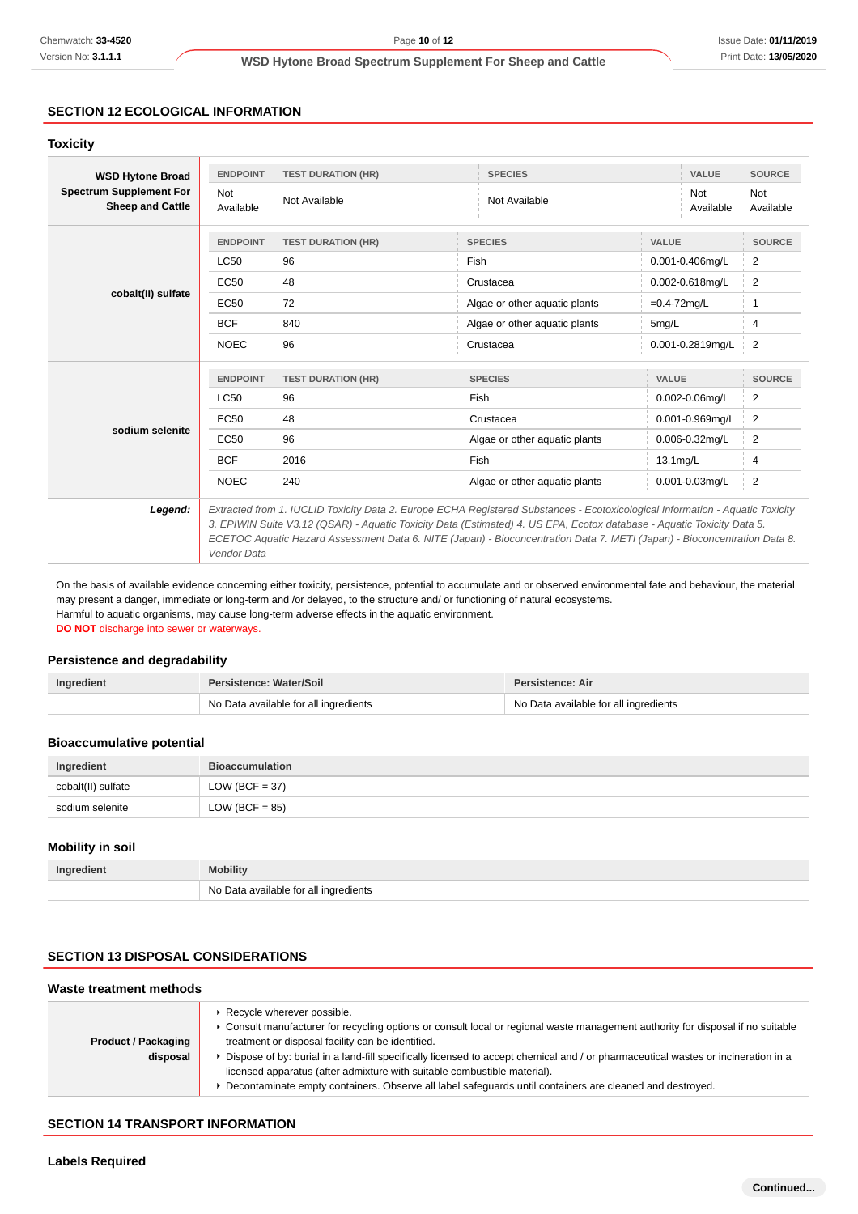## SECTION 12 ECOLOGICAL INFORMATION

### Toxicity

| | ENDPOINT | TEST DURATION (HR) | SPECIES | VALUE | SOURCE |
|---|---|---|---|---|---|
| **WSD Hytone Broad Spectrum Supplement For Sheep and Cattle** | Not Available | Not Available | Not Available | Not Available | Not Available |

| | ENDPOINT | TEST DURATION (HR) | SPECIES | VALUE | SOURCE |
|---|---|---|---|---|---|
| **cobalt(II) sulfate** | LC50 | 96 | Fish | 0.001-0.406mg/L | 2 |
| | EC50 | 48 | Crustacea | 0.002-0.618mg/L | 2 |
| | EC50 | 72 | Algae or other aquatic plants | =0.4-72mg/L | 1 |
| | BCF | 840 | Algae or other aquatic plants | 5mg/L | 4 |
| | NOEC | 96 | Crustacea | 0.001-0.2819mg/L | 2 |

| | ENDPOINT | TEST DURATION (HR) | SPECIES | VALUE | SOURCE |
|---|---|---|---|---|---|
| **sodium selenite** | LC50 | 96 | Fish | 0.002-0.06mg/L | 2 |
| | EC50 | 48 | Crustacea | 0.001-0.969mg/L | 2 |
| | EC50 | 96 | Algae or other aquatic plants | 0.006-0.32mg/L | 2 |
| | BCF | 2016 | Fish | 13.1mg/L | 4 |
| | NOEC | 240 | Algae or other aquatic plants | 0.001-0.03mg/L | 2 |

***Legend:*** *Extracted from 1. IUCLID Toxicity Data 2. Europe ECHA Registered Substances - Ecotoxicological Information - Aquatic Toxicity 3. EPIWIN Suite V3.12 (QSAR) - Aquatic Toxicity Data (Estimated) 4. US EPA, Ecotox database - Aquatic Toxicity Data 5. ECETOC Aquatic Hazard Assessment Data 6. NITE (Japan) - Bioconcentration Data 7. METI (Japan) - Bioconcentration Data 8. Vendor Data*

On the basis of available evidence concerning either toxicity, persistence, potential to accumulate and or observed environmental fate and behaviour, the material may present a danger, immediate or long-term and /or delayed, to the structure and/ or functioning of natural ecosystems.
Harmful to aquatic organisms, may cause long-term adverse effects in the aquatic environment.
**DO NOT** discharge into sewer or waterways.

### Persistence and degradability

| Ingredient | Persistence: Water/Soil | Persistence: Air |
|---|---|---|
| | No Data available for all ingredients | No Data available for all ingredients |

### Bioaccumulative potential

| Ingredient | Bioaccumulation |
|---|---|
| cobalt(II) sulfate | LOW (BCF = 37) |
| sodium selenite | LOW (BCF = 85) |

### Mobility in soil

| Ingredient | Mobility |
|---|---|
| | No Data available for all ingredients |

## SECTION 13 DISPOSAL CONSIDERATIONS

### Waste treatment methods

| | |
|---|---|
| **Product / Packaging disposal** | ‣ Recycle wherever possible.<br>‣ Consult manufacturer for recycling options or consult local or regional waste management authority for disposal if no suitable treatment or disposal facility can be identified.<br>‣ Dispose of by: burial in a land-fill specifically licensed to accept chemical and / or pharmaceutical wastes or incineration in a licensed apparatus (after admixture with suitable combustible material).<br>‣ Decontaminate empty containers. Observe all label safeguards until containers are cleaned and destroyed. |

## SECTION 14 TRANSPORT INFORMATION

### Labels Required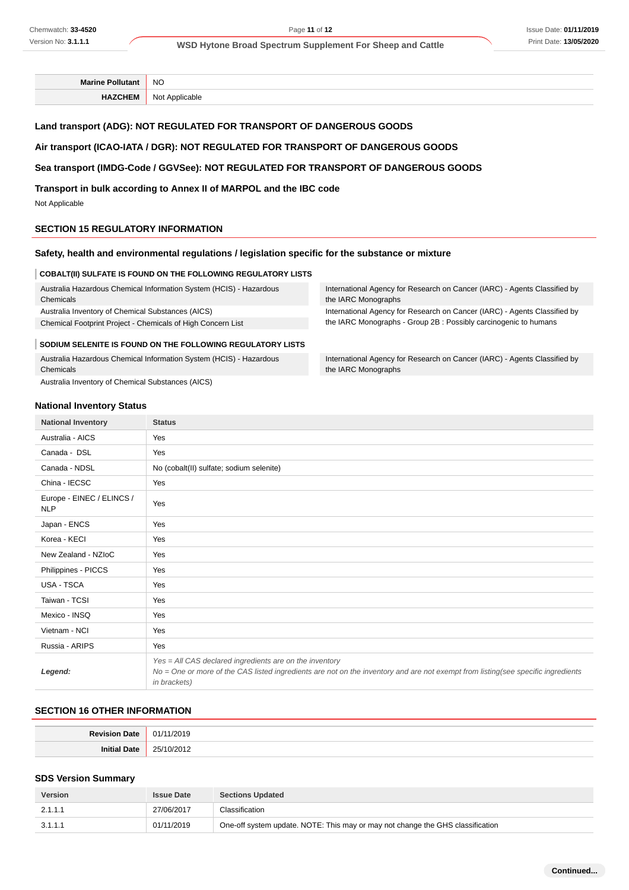| | |
|---|---|
| **Marine Pollutant** | NO |
| **HAZCHEM** | Not Applicable |

### Land transport (ADG): NOT REGULATED FOR TRANSPORT OF DANGEROUS GOODS

### Air transport (ICAO-IATA / DGR): NOT REGULATED FOR TRANSPORT OF DANGEROUS GOODS

### Sea transport (IMDG-Code / GGVSee): NOT REGULATED FOR TRANSPORT OF DANGEROUS GOODS

### Transport in bulk according to Annex II of MARPOL and the IBC code

Not Applicable

## SECTION 15 REGULATORY INFORMATION

### Safety, health and environmental regulations / legislation specific for the substance or mixture

**COBALT(II) SULFATE IS FOUND ON THE FOLLOWING REGULATORY LISTS**

Australia Hazardous Chemical Information System (HCIS) - Hazardous Chemicals

Australia Inventory of Chemical Substances (AICS)

Chemical Footprint Project - Chemicals of High Concern List

International Agency for Research on Cancer (IARC) - Agents Classified by the IARC Monographs

International Agency for Research on Cancer (IARC) - Agents Classified by the IARC Monographs - Group 2B : Possibly carcinogenic to humans

**SODIUM SELENITE IS FOUND ON THE FOLLOWING REGULATORY LISTS**

Australia Hazardous Chemical Information System (HCIS) - Hazardous Chemicals

Australia Inventory of Chemical Substances (AICS)

International Agency for Research on Cancer (IARC) - Agents Classified by the IARC Monographs

### National Inventory Status

| National Inventory | Status |
|---|---|
| Australia - AICS | Yes |
| Canada - DSL | Yes |
| Canada - NDSL | No (cobalt(II) sulfate; sodium selenite) |
| China - IECSC | Yes |
| Europe - EINEC / ELINCS / NLP | Yes |
| Japan - ENCS | Yes |
| Korea - KECI | Yes |
| New Zealand - NZIoC | Yes |
| Philippines - PICCS | Yes |
| USA - TSCA | Yes |
| Taiwan - TCSI | Yes |
| Mexico - INSQ | Yes |
| Vietnam - NCI | Yes |
| Russia - ARIPS | Yes |
| ***Legend:*** | *Yes = All CAS declared ingredients are on the inventory*<br>*No = One or more of the CAS listed ingredients are not on the inventory and are not exempt from listing(see specific ingredients in brackets)* |

## SECTION 16 OTHER INFORMATION

| | |
|---|---|
| **Revision Date** | 01/11/2019 |
| **Initial Date** | 25/10/2012 |

### SDS Version Summary

| Version | Issue Date | Sections Updated |
|---|---|---|
| 2.1.1.1 | 27/06/2017 | Classification |
| 3.1.1.1 | 01/11/2019 | One-off system update. NOTE: This may or may not change the GHS classification |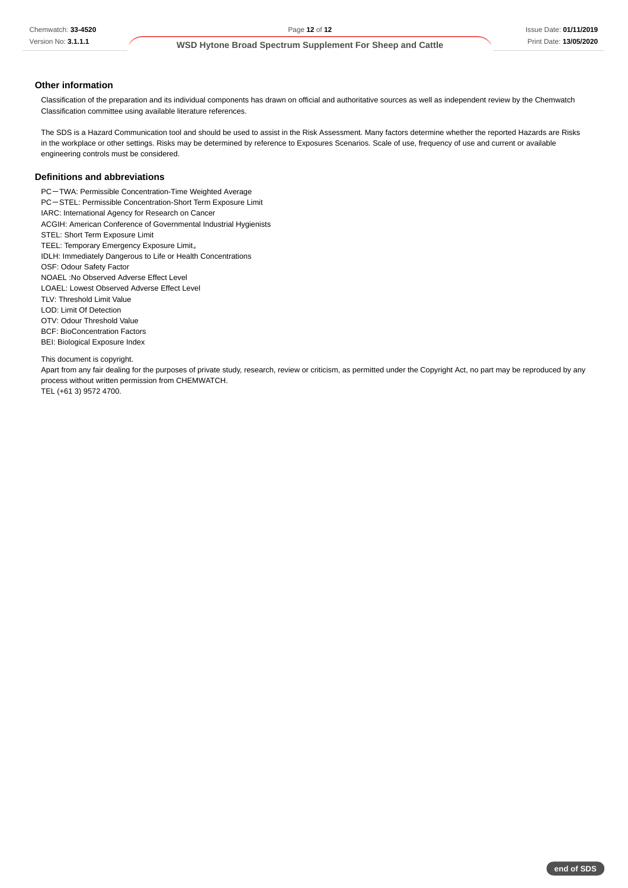## Other information

Classification of the preparation and its individual components has drawn on official and authoritative sources as well as independent review by the Chemwatch Classification committee using available literature references.

The SDS is a Hazard Communication tool and should be used to assist in the Risk Assessment. Many factors determine whether the reported Hazards are Risks in the workplace or other settings. Risks may be determined by reference to Exposures Scenarios. Scale of use, frequency of use and current or available engineering controls must be considered.

## Definitions and abbreviations

PC－TWA: Permissible Concentration-Time Weighted Average
PC－STEL: Permissible Concentration-Short Term Exposure Limit
IARC: International Agency for Research on Cancer
ACGIH: American Conference of Governmental Industrial Hygienists
STEL: Short Term Exposure Limit
TEEL: Temporary Emergency Exposure Limit。
IDLH: Immediately Dangerous to Life or Health Concentrations
OSF: Odour Safety Factor
NOAEL :No Observed Adverse Effect Level
LOAEL: Lowest Observed Adverse Effect Level
TLV: Threshold Limit Value
LOD: Limit Of Detection
OTV: Odour Threshold Value
BCF: BioConcentration Factors
BEI: Biological Exposure Index

This document is copyright.
Apart from any fair dealing for the purposes of private study, research, review or criticism, as permitted under the Copyright Act, no part may be reproduced by any process without written permission from CHEMWATCH.
TEL (+61 3) 9572 4700.

end of SDS